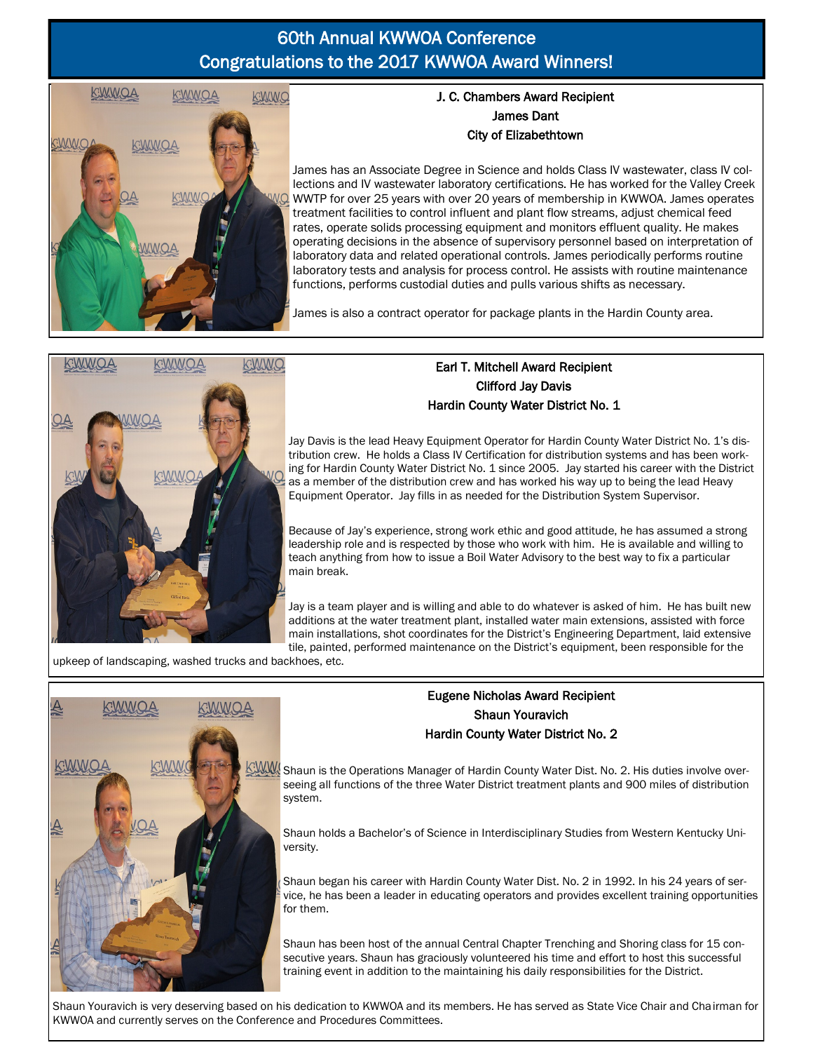# 60th Annual KWWOA Conference
# Congratulations to the 2017 KWWOA Award Winners!

### J. C. Chambers Award Recipient
### James Dant
### City of Elizabethtown

James has an Associate Degree in Science and holds Class IV wastewater, class IV collections and IV wastewater laboratory certifications. He has worked for the Valley Creek WWTP for over 25 years with over 20 years of membership in KWWOA. James operates treatment facilities to control influent and plant flow streams, adjust chemical feed rates, operate solids processing equipment and monitors effluent quality. He makes operating decisions in the absence of supervisory personnel based on interpretation of laboratory data and related operational controls. James periodically performs routine laboratory tests and analysis for process control. He assists with routine maintenance functions, performs custodial duties and pulls various shifts as necessary.

James is also a contract operator for package plants in the Hardin County area.

### Earl T. Mitchell Award Recipient
### Clifford Jay Davis
### Hardin County Water District No. 1

Jay Davis is the lead Heavy Equipment Operator for Hardin County Water District No. 1's distribution crew. He holds a Class IV Certification for distribution systems and has been working for Hardin County Water District No. 1 since 2005. Jay started his career with the District as a member of the distribution crew and has worked his way up to being the lead Heavy Equipment Operator. Jay fills in as needed for the Distribution System Supervisor.

Because of Jay's experience, strong work ethic and good attitude, he has assumed a strong leadership role and is respected by those who work with him. He is available and willing to teach anything from how to issue a Boil Water Advisory to the best way to fix a particular main break.

Jay is a team player and is willing and able to do whatever is asked of him. He has built new additions at the water treatment plant, installed water main extensions, assisted with force main installations, shot coordinates for the District's Engineering Department, laid extensive tile, painted, performed maintenance on the District's equipment, been responsible for the upkeep of landscaping, washed trucks and backhoes, etc.

### Eugene Nicholas Award Recipient
### Shaun Youravich
### Hardin County Water District No. 2

Shaun is the Operations Manager of Hardin County Water Dist. No. 2. His duties involve overseeing all functions of the three Water District treatment plants and 900 miles of distribution system.

Shaun holds a Bachelor's of Science in Interdisciplinary Studies from Western Kentucky University.

Shaun began his career with Hardin County Water Dist. No. 2 in 1992. In his 24 years of service, he has been a leader in educating operators and provides excellent training opportunities for them.

Shaun has been host of the annual Central Chapter Trenching and Shoring class for 15 consecutive years. Shaun has graciously volunteered his time and effort to host this successful training event in addition to the maintaining his daily responsibilities for the District.

Shaun Youravich is very deserving based on his dedication to KWWOA and its members. He has served as State Vice Chair and Chairman for KWWOA and currently serves on the Conference and Procedures Committees.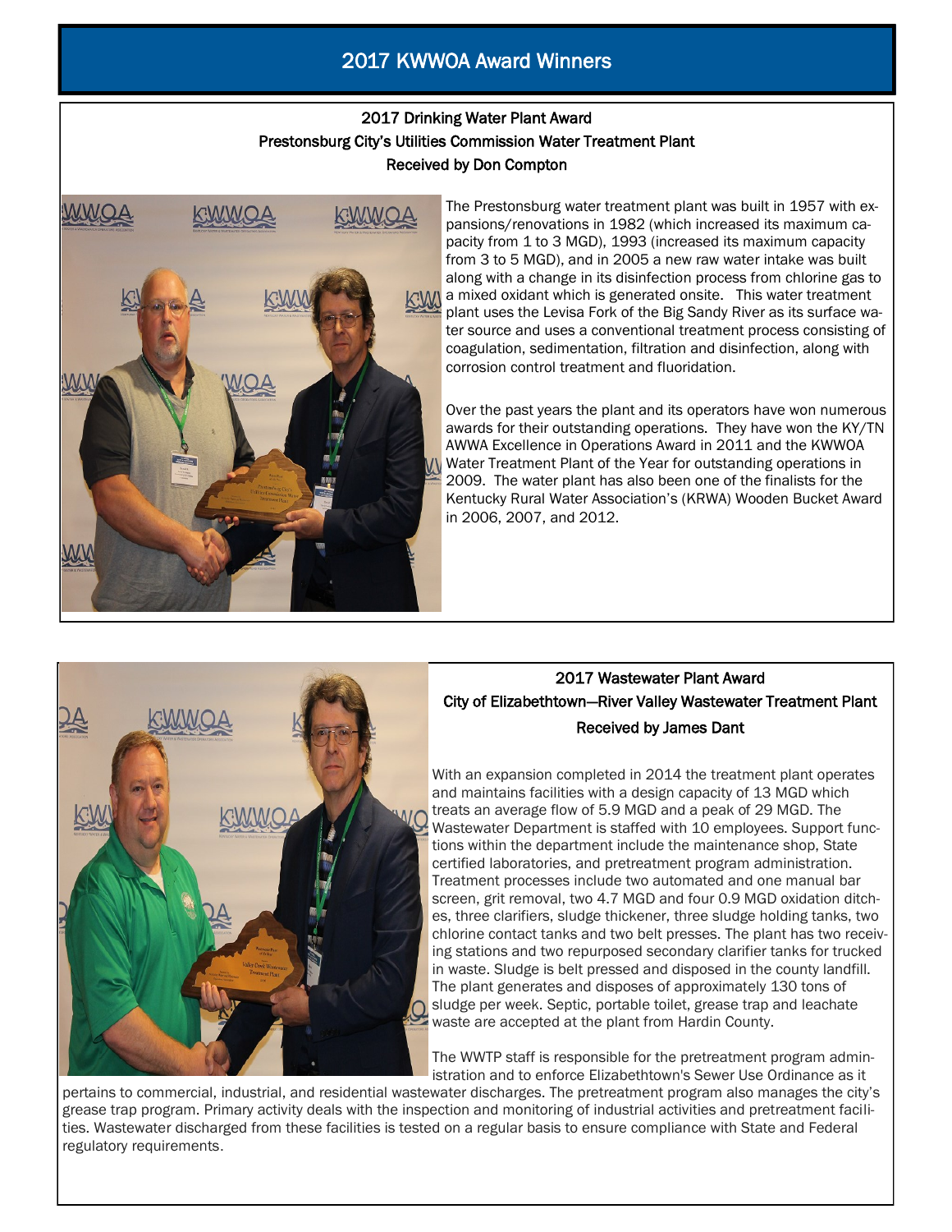# 2017 KWWOA Award Winners

## 2017 Drinking Water Plant Award
### Prestonsburg City's Utilities Commission Water Treatment Plant
### Received by Don Compton

The Prestonsburg water treatment plant was built in 1957 with expansions/renovations in 1982 (which increased its maximum capacity from 1 to 3 MGD), 1993 (increased its maximum capacity from 3 to 5 MGD), and in 2005 a new raw water intake was built along with a change in its disinfection process from chlorine gas to a mixed oxidant which is generated onsite. This water treatment plant uses the Levisa Fork of the Big Sandy River as its surface water source and uses a conventional treatment process consisting of coagulation, sedimentation, filtration and disinfection, along with corrosion control treatment and fluoridation.

Over the past years the plant and its operators have won numerous awards for their outstanding operations. They have won the KY/TN AWWA Excellence in Operations Award in 2011 and the KWWOA Water Treatment Plant of the Year for outstanding operations in 2009. The water plant has also been one of the finalists for the Kentucky Rural Water Association's (KRWA) Wooden Bucket Award in 2006, 2007, and 2012.

## 2017 Wastewater Plant Award
### City of Elizabethtown—River Valley Wastewater Treatment Plant
### Received by James Dant

With an expansion completed in 2014 the treatment plant operates and maintains facilities with a design capacity of 13 MGD which treats an average flow of 5.9 MGD and a peak of 29 MGD. The Wastewater Department is staffed with 10 employees. Support functions within the department include the maintenance shop, State certified laboratories, and pretreatment program administration. Treatment processes include two automated and one manual bar screen, grit removal, two 4.7 MGD and four 0.9 MGD oxidation ditches, three clarifiers, sludge thickener, three sludge holding tanks, two chlorine contact tanks and two belt presses. The plant has two receiving stations and two repurposed secondary clarifier tanks for trucked in waste. Sludge is belt pressed and disposed in the county landfill. The plant generates and disposes of approximately 130 tons of sludge per week. Septic, portable toilet, grease trap and leachate waste are accepted at the plant from Hardin County.

The WWTP staff is responsible for the pretreatment program administration and to enforce Elizabethtown's Sewer Use Ordinance as it pertains to commercial, industrial, and residential wastewater discharges. The pretreatment program also manages the city's grease trap program. Primary activity deals with the inspection and monitoring of industrial activities and pretreatment facilities. Wastewater discharged from these facilities is tested on a regular basis to ensure compliance with State and Federal regulatory requirements.